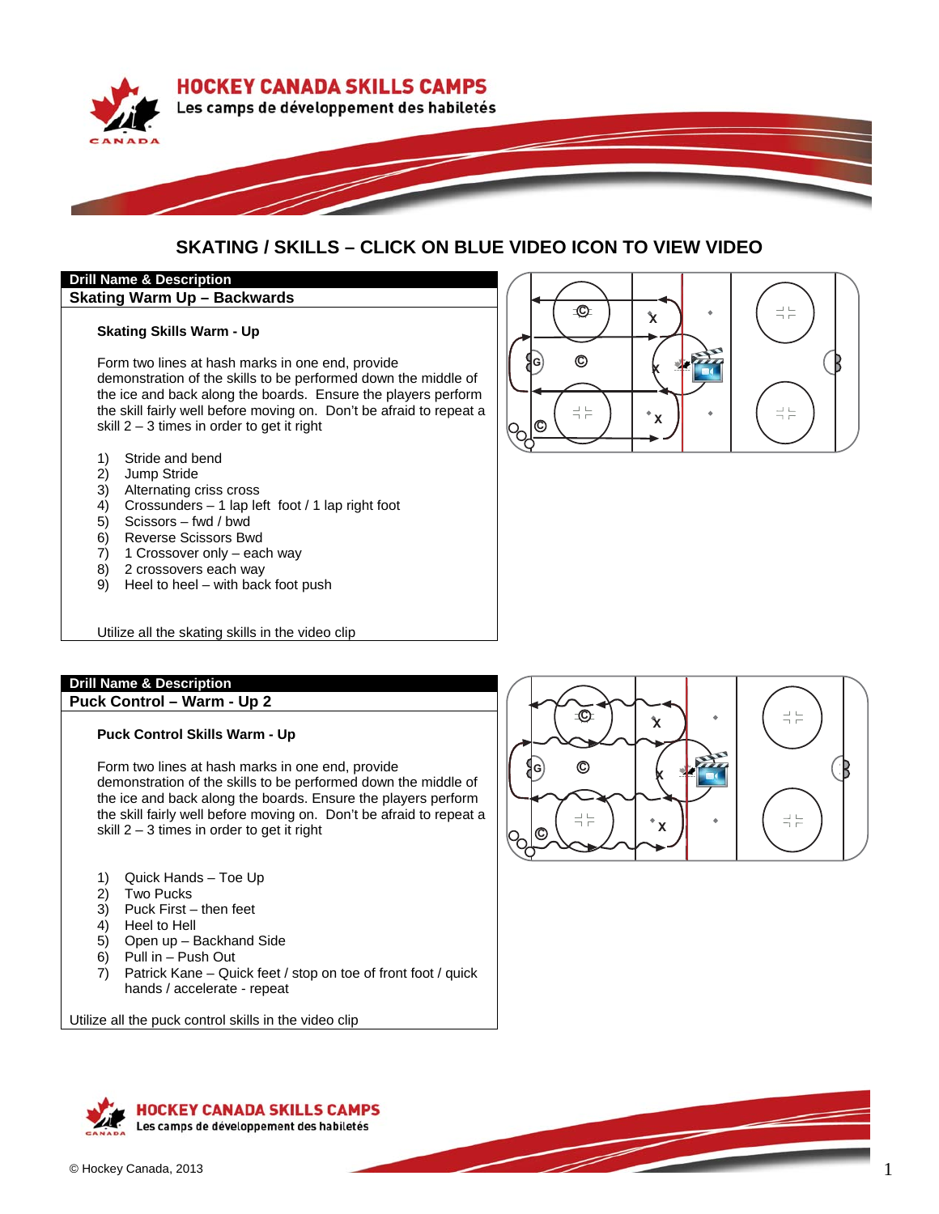# HOCKEY CANADA SKILLS CAMPS

Les camps de développement des habiletés

## SKATING / SKILLS – CLICK ON BLUE VIDEO ICON TO VIEW VIDEO

**Drill Name & Description**

**Skating Warm Up – Backwards**

**Skating Skills Warm - Up**

Form two lines at hash marks in one end, provide demonstration of the skills to be performed down the middle of the ice and back along the boards. Ensure the players perform the skill fairly well before moving on. Don't be afraid to repeat a skill 2 – 3 times in order to get it right

1) Stride and bend
2) Jump Stride
3) Alternating criss cross
4) Crossunders – 1 lap left foot / 1 lap right foot
5) Scissors – fwd / bwd
6) Reverse Scissors Bwd
7) 1 Crossover only – each way
8) 2 crossovers each way
9) Heel to heel – with back foot push

Utilize all the skating skills in the video clip

**Drill Name & Description**

**Puck Control – Warm - Up 2**

**Puck Control Skills Warm - Up**

Form two lines at hash marks in one end, provide demonstration of the skills to be performed down the middle of the ice and back along the boards. Ensure the players perform the skill fairly well before moving on. Don't be afraid to repeat a skill 2 – 3 times in order to get it right

1) Quick Hands – Toe Up
2) Two Pucks
3) Puck First – then feet
4) Heel to Hell
5) Open up – Backhand Side
6) Pull in – Push Out
7) Patrick Kane – Quick feet / stop on toe of front foot / quick hands / accelerate - repeat

Utilize all the puck control skills in the video clip

© Hockey Canada, 2013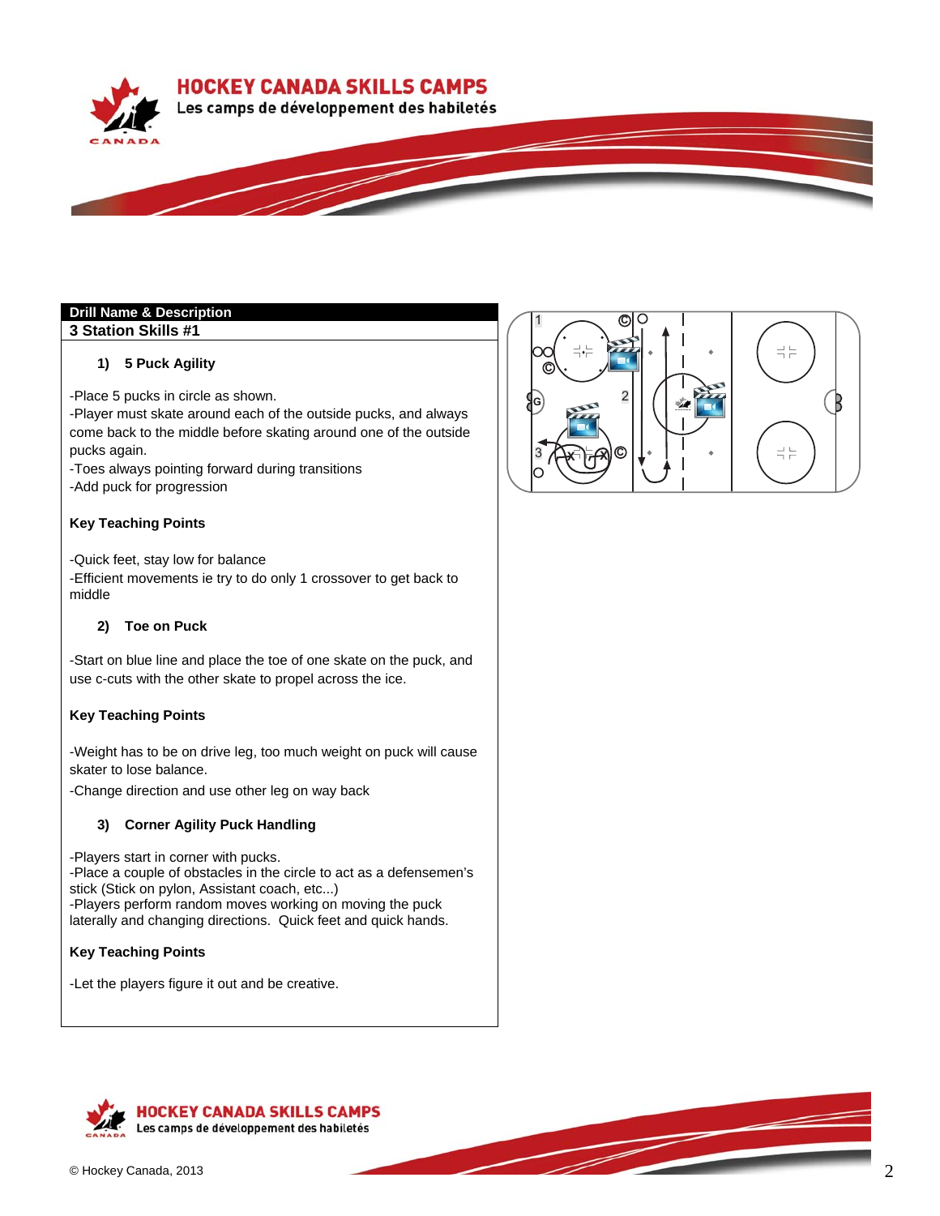**Drill Name & Description**

## 3 Station Skills #1

### 1) 5 Puck Agility

-Place 5 pucks in circle as shown.
-Player must skate around each of the outside pucks, and always come back to the middle before skating around one of the outside pucks again.
-Toes always pointing forward during transitions
-Add puck for progression

**Key Teaching Points**

-Quick feet, stay low for balance
-Efficient movements ie try to do only 1 crossover to get back to middle

### 2) Toe on Puck

-Start on blue line and place the toe of one skate on the puck, and use c-cuts with the other skate to propel across the ice.

**Key Teaching Points**

-Weight has to be on drive leg, too much weight on puck will cause skater to lose balance.

-Change direction and use other leg on way back

### 3) Corner Agility Puck Handling

-Players start in corner with pucks.
-Place a couple of obstacles in the circle to act as a defensemen's stick (Stick on pylon, Assistant coach, etc...)
-Players perform random moves working on moving the puck laterally and changing directions. Quick feet and quick hands.

**Key Teaching Points**

-Let the players figure it out and be creative.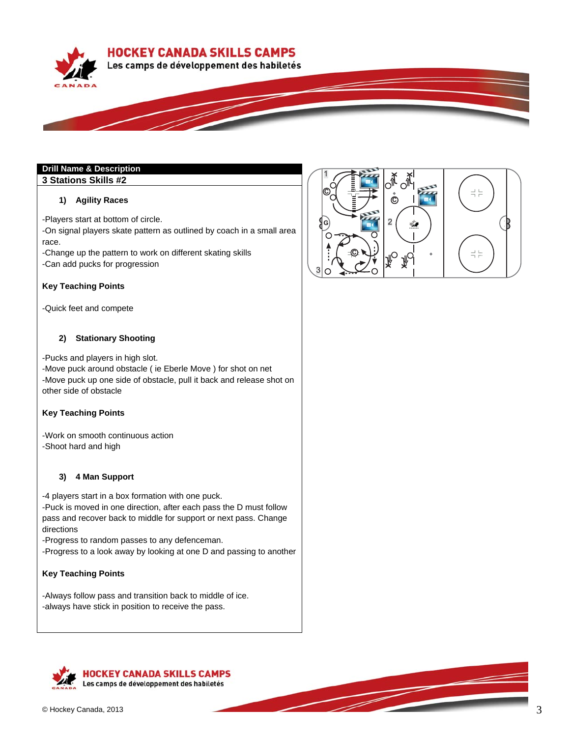## Drill Name & Description

### 3 Stations Skills #2

#### 1) Agility Races

-Players start at bottom of circle.
-On signal players skate pattern as outlined by coach in a small area race.
-Change up the pattern to work on different skating skills
-Can add pucks for progression

**Key Teaching Points**

-Quick feet and compete

#### 2) Stationary Shooting

-Pucks and players in high slot.
-Move puck around obstacle ( ie Eberle Move ) for shot on net
-Move puck up one side of obstacle, pull it back and release shot on other side of obstacle

**Key Teaching Points**

-Work on smooth continuous action
-Shoot hard and high

#### 3) 4 Man Support

-4 players start in a box formation with one puck.
-Puck is moved in one direction, after each pass the D must follow pass and recover back to middle for support or next pass. Change directions
-Progress to random passes to any defenceman.
-Progress to a look away by looking at one D and passing to another

**Key Teaching Points**

-Always follow pass and transition back to middle of ice.
-always have stick in position to receive the pass.

© Hockey Canada, 2013